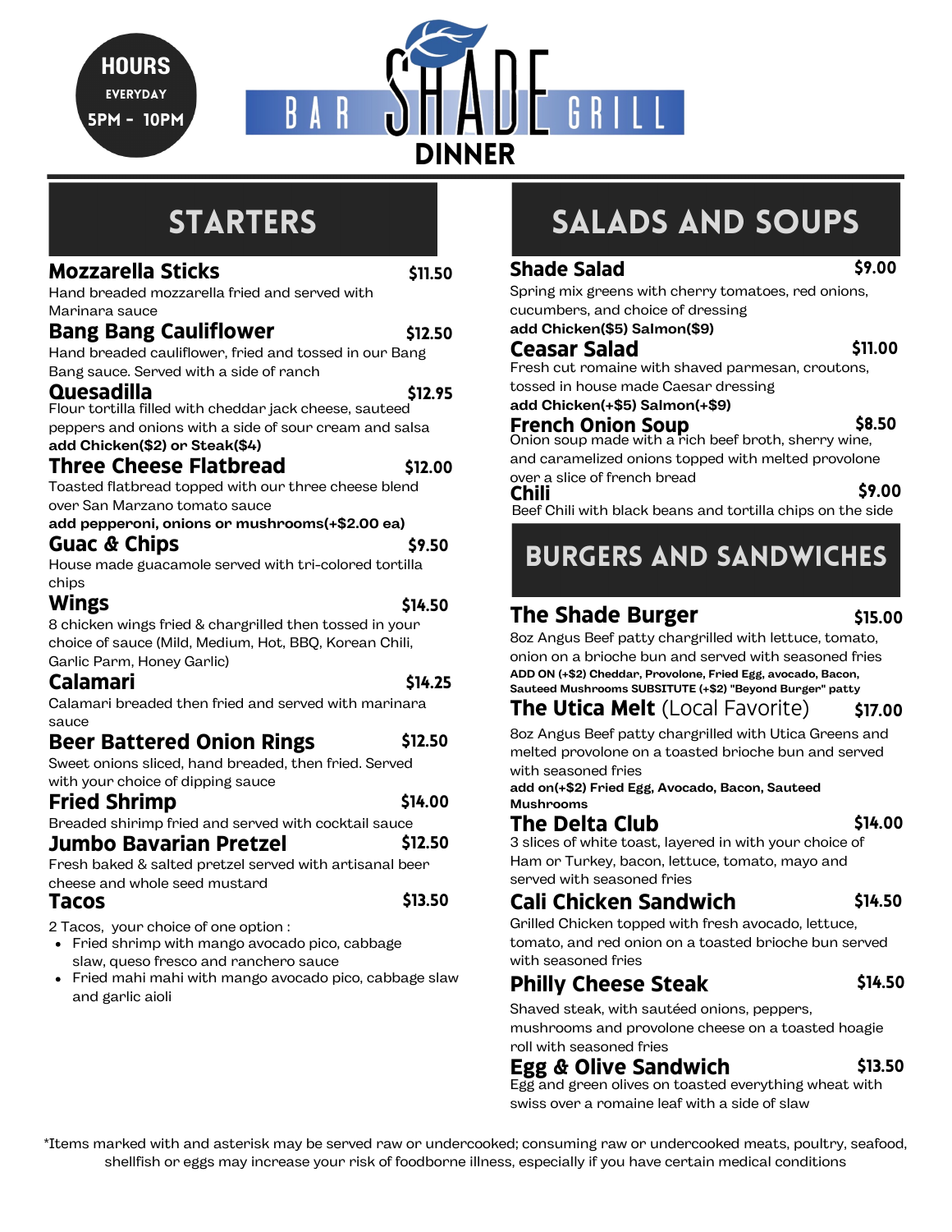# BAR SHADE GRILL

## DINNER

**HOURS**
EVERYDAY
5PM - 10PM

## STARTERS

### Mozzarella Sticks — $11.50
Hand breaded mozzarella fried and served with Marinara sauce

### Bang Bang Cauliflower — $12.50
Hand breaded cauliflower, fried and tossed in our Bang Bang sauce. Served with a side of ranch

### Quesadilla — $12.95
Flour tortilla filled with cheddar jack cheese, sauteed peppers and onions with a side of sour cream and salsa
**add Chicken($2) or Steak($4)**

### Three Cheese Flatbread — $12.00
Toasted flatbread topped with our three cheese blend over San Marzano tomato sauce
**add pepperoni, onions or mushrooms(+$2.00 ea)**

### Guac & Chips — $9.50
House made guacamole served with tri-colored tortilla chips

### Wings — $14.50
8 chicken wings fried & chargrilled then tossed in your choice of sauce (Mild, Medium, Hot, BBQ, Korean Chili, Garlic Parm, Honey Garlic)

### Calamari — $14.25
Calamari breaded then fried and served with marinara sauce

### Beer Battered Onion Rings — $12.50
Sweet onions sliced, hand breaded, then fried. Served with your choice of dipping sauce

### Fried Shrimp — $14.00
Breaded shirimp fried and served with cocktail sauce

### Jumbo Bavarian Pretzel — $12.50
Fresh baked & salted pretzel served with artisanal beer cheese and whole seed mustard

### Tacos — $13.50
2 Tacos, your choice of one option :

- Fried shrimp with mango avocado pico, cabbage slaw, queso fresco and ranchero sauce
- Fried mahi mahi with mango avocado pico, cabbage slaw and garlic aioli

## SALADS AND SOUPS

### Shade Salad — $9.00
Spring mix greens with cherry tomatoes, red onions, cucumbers, and choice of dressing
**add Chicken($5) Salmon($9)**

### Ceasar Salad — $11.00
Fresh cut romaine with shaved parmesan, croutons, tossed in house made Caesar dressing
**add Chicken(+$5) Salmon(+$9)**

### French Onion Soup — $8.50
Onion soup made with a rich beef broth, sherry wine, and caramelized onions topped with melted provolone over a slice of french bread

### Chili — $9.00
Beef Chili with black beans and tortilla chips on the side

## BURGERS AND SANDWICHES

### The Shade Burger — $15.00
8oz Angus Beef patty chargrilled with lettuce, tomato, onion on a brioche bun and served with seasoned fries
**ADD ON (+$2) Cheddar, Provolone, Fried Egg, avocado, Bacon, Sauteed Mushrooms SUBSITUTE (+$2) "Beyond Burger" patty**

### The Utica Melt (Local Favorite) — $17.00
8oz Angus Beef patty chargrilled with Utica Greens and melted provolone on a toasted brioche bun and served with seasoned fries
**add on(+$2) Fried Egg, Avocado, Bacon, Sauteed Mushrooms**

### The Delta Club — $14.00
3 slices of white toast, layered in with your choice of Ham or Turkey, bacon, lettuce, tomato, mayo and served with seasoned fries

### Cali Chicken Sandwich — $14.50
Grilled Chicken topped with fresh avocado, lettuce, tomato, and red onion on a toasted brioche bun served with seasoned fries

### Philly Cheese Steak — $14.50
Shaved steak, with sautéed onions, peppers, mushrooms and provolone cheese on a toasted hoagie roll with seasoned fries

### Egg & Olive Sandwich — $13.50
Egg and green olives on toasted everything wheat with swiss over a romaine leaf with a side of slaw

*Items marked with and asterisk may be served raw or undercooked; consuming raw or undercooked meats, poultry, seafood, shellfish or eggs may increase your risk of foodborne illness, especially if you have certain medical conditions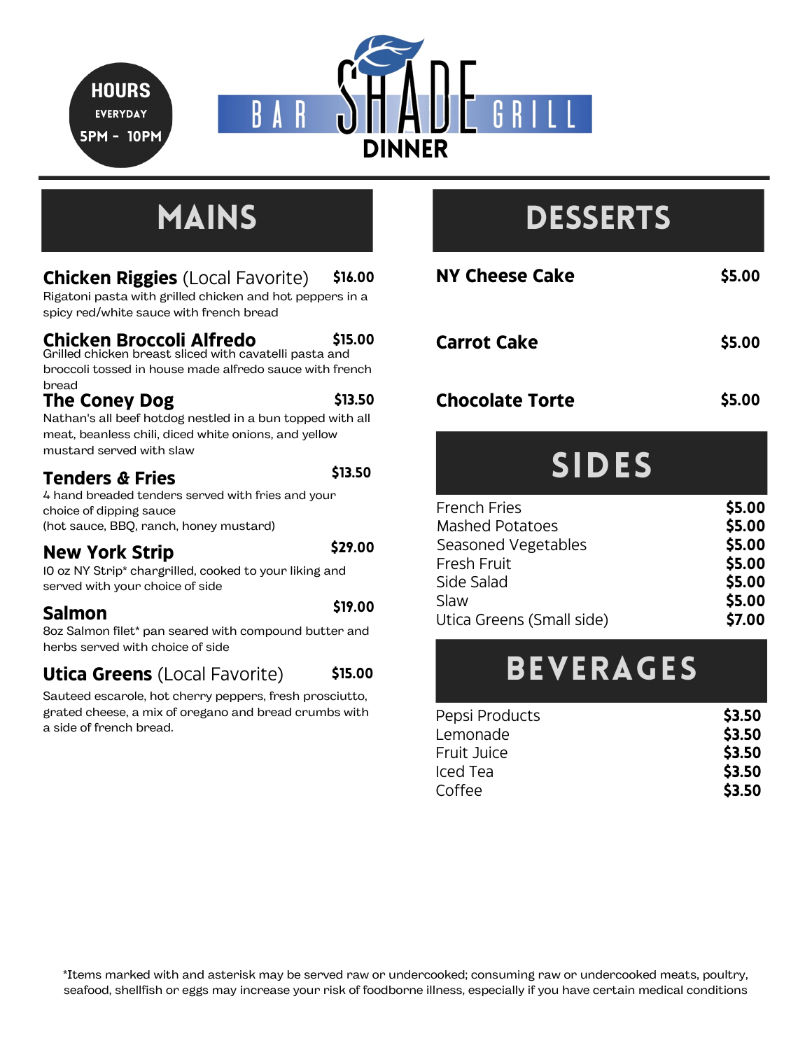HOURS
EVERYDAY
5PM - 10PM

# BAR SHADE GRILL
## DINNER

## MAINS

**Chicken Riggies** (Local Favorite) **$16.00**
Rigatoni pasta with grilled chicken and hot peppers in a spicy red/white sauce with french bread

**Chicken Broccoli Alfredo** **$15.00**
Grilled chicken breast sliced with cavatelli pasta and broccoli tossed in house made alfredo sauce with french bread

**The Coney Dog** **$13.50**
Nathan's all beef hotdog nestled in a bun topped with all meat, beanless chili, diced white onions, and yellow mustard served with slaw

**Tenders & Fries** **$13.50**
4 hand breaded tenders served with fries and your choice of dipping sauce
(hot sauce, BBQ, ranch, honey mustard)

**New York Strip** **$29.00**
10 oz NY Strip* chargrilled, cooked to your liking and served with your choice of side

**Salmon** **$19.00**
8oz Salmon filet* pan seared with compound butter and herbs served with choice of side

**Utica Greens** (Local Favorite) **$15.00**
Sauteed escarole, hot cherry peppers, fresh prosciutto, grated cheese, a mix of oregano and bread crumbs with a side of french bread.

## DESSERTS

| | |
|---|---|
| **NY Cheese Cake** | **$5.00** |
| **Carrot Cake** | **$5.00** |
| **Chocolate Torte** | **$5.00** |

## SIDES

| | |
|---|---|
| French Fries | **$5.00** |
| Mashed Potatoes | **$5.00** |
| Seasoned Vegetables | **$5.00** |
| Fresh Fruit | **$5.00** |
| Side Salad | **$5.00** |
| Slaw | **$5.00** |
| Utica Greens (Small side) | **$7.00** |

## BEVERAGES

| | |
|---|---|
| Pepsi Products | **$3.50** |
| Lemonade | **$3.50** |
| Fruit Juice | **$3.50** |
| Iced Tea | **$3.50** |
| Coffee | **$3.50** |

*Items marked with and asterisk may be served raw or undercooked; consuming raw or undercooked meats, poultry, seafood, shellfish or eggs may increase your risk of foodborne illness, especially if you have certain medical conditions